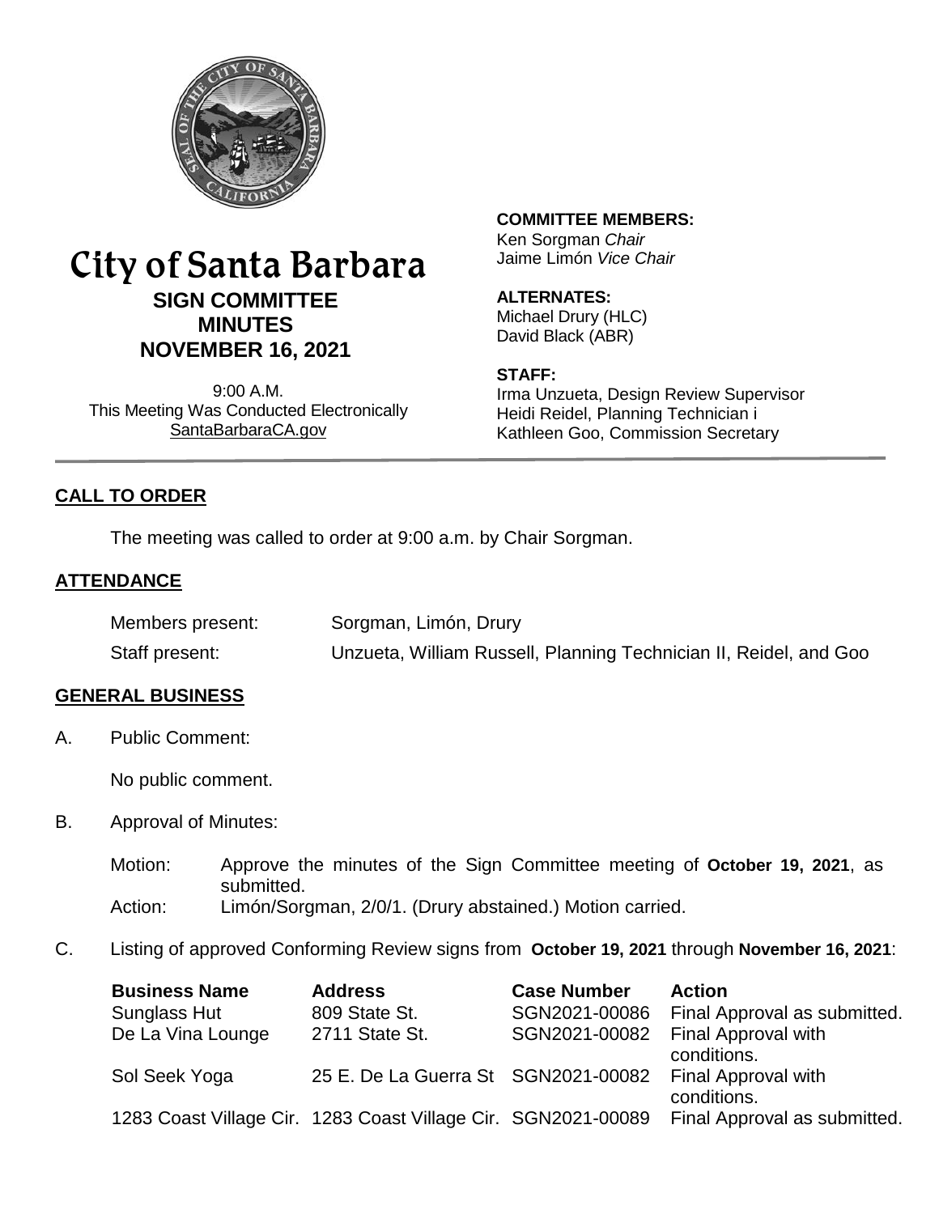# City of Santa Barbara

## SIGN COMMITTEE MINUTES
## NOVEMBER 16, 2021

9:00 A.M.
This Meeting Was Conducted Electronically
SantaBarbaraCA.gov

**COMMITTEE MEMBERS:**
Ken Sorgman *Chair*
Jaime Limón *Vice Chair*

**ALTERNATES:**
Michael Drury (HLC)
David Black (ABR)

**STAFF:**
Irma Unzueta, Design Review Supervisor
Heidi Reidel, Planning Technician i
Kathleen Goo, Commission Secretary

## CALL TO ORDER

The meeting was called to order at 9:00 a.m. by Chair Sorgman.

## ATTENDANCE

Members present: Sorgman, Limón, Drury
Staff present: Unzueta, William Russell, Planning Technician II, Reidel, and Goo

## GENERAL BUSINESS

A. Public Comment:

No public comment.

B. Approval of Minutes:

Motion: Approve the minutes of the Sign Committee meeting of **October 19, 2021**, as submitted.
Action: Limón/Sorgman, 2/0/1. (Drury abstained.) Motion carried.

C. Listing of approved Conforming Review signs from **October 19, 2021** through **November 16, 2021**:

| Business Name | Address | Case Number | Action |
|---|---|---|---|
| Sunglass Hut | 809 State St. | SGN2021-00086 | Final Approval as submitted. |
| De La Vina Lounge | 2711 State St. | SGN2021-00082 | Final Approval with conditions. |
| Sol Seek Yoga | 25 E. De La Guerra St | SGN2021-00082 | Final Approval with conditions. |
| 1283 Coast Village Cir. | 1283 Coast Village Cir. | SGN2021-00089 | Final Approval as submitted. |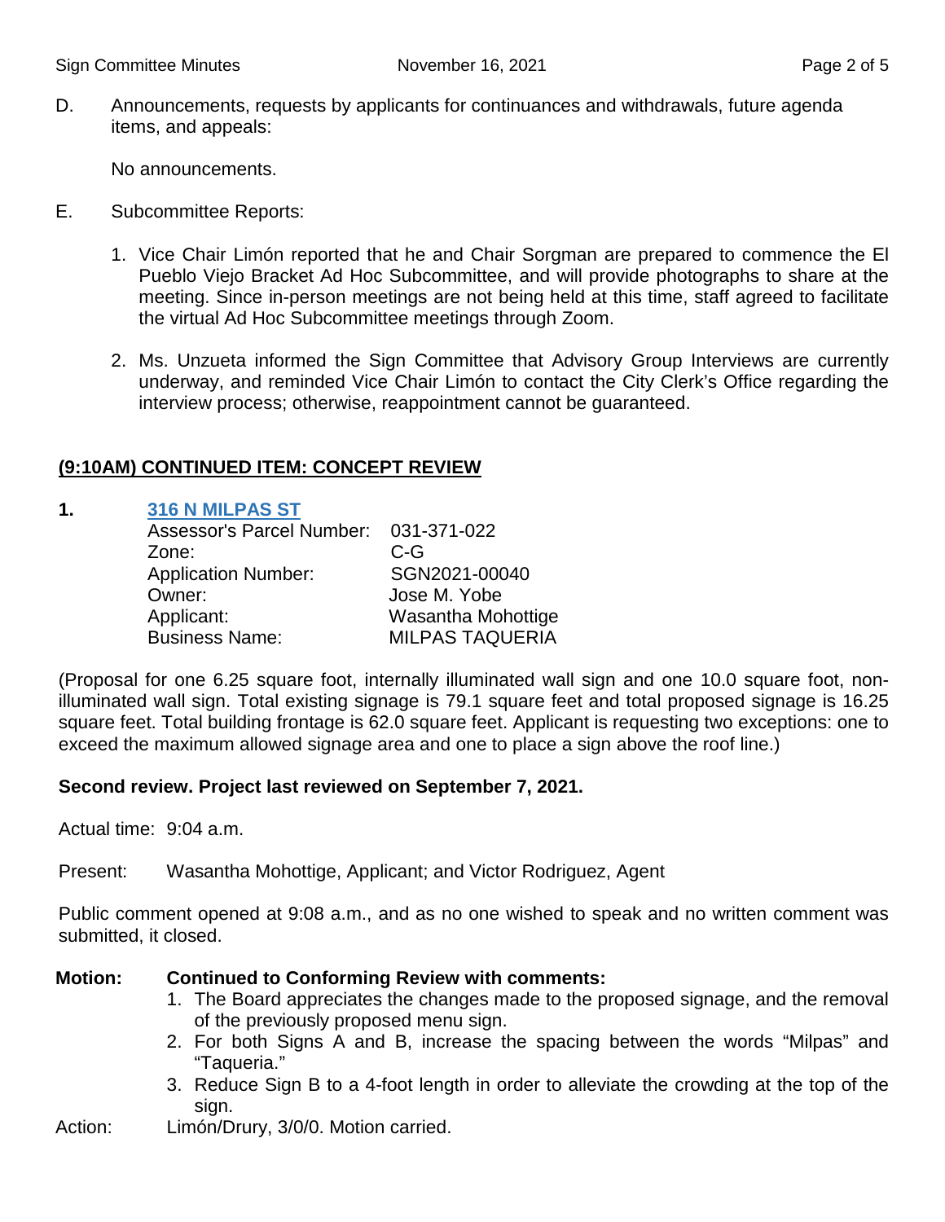D. Announcements, requests by applicants for continuances and withdrawals, future agenda items, and appeals:

No announcements.

E. Subcommittee Reports:

1. Vice Chair Limón reported that he and Chair Sorgman are prepared to commence the El Pueblo Viejo Bracket Ad Hoc Subcommittee, and will provide photographs to share at the meeting. Since in-person meetings are not being held at this time, staff agreed to facilitate the virtual Ad Hoc Subcommittee meetings through Zoom.
2. Ms. Unzueta informed the Sign Committee that Advisory Group Interviews are currently underway, and reminded Vice Chair Limón to contact the City Clerk's Office regarding the interview process; otherwise, reappointment cannot be guaranteed.

## (9:10AM) CONTINUED ITEM: CONCEPT REVIEW

**1. 316 N MILPAS ST**

| | |
|---|---|
| Assessor's Parcel Number: | 031-371-022 |
| Zone: | C-G |
| Application Number: | SGN2021-00040 |
| Owner: | Jose M. Yobe |
| Applicant: | Wasantha Mohottige |
| Business Name: | MILPAS TAQUERIA |

(Proposal for one 6.25 square foot, internally illuminated wall sign and one 10.0 square foot, non-illuminated wall sign. Total existing signage is 79.1 square feet and total proposed signage is 16.25 square feet. Total building frontage is 62.0 square feet. Applicant is requesting two exceptions: one to exceed the maximum allowed signage area and one to place a sign above the roof line.)

**Second review. Project last reviewed on September 7, 2021.**

Actual time: 9:04 a.m.

Present: Wasantha Mohottige, Applicant; and Victor Rodriguez, Agent

Public comment opened at 9:08 a.m., and as no one wished to speak and no written comment was submitted, it closed.

**Motion: Continued to Conforming Review with comments:**

1. The Board appreciates the changes made to the proposed signage, and the removal of the previously proposed menu sign.
2. For both Signs A and B, increase the spacing between the words "Milpas" and "Taqueria."
3. Reduce Sign B to a 4-foot length in order to alleviate the crowding at the top of the sign.

Action: Limón/Drury, 3/0/0. Motion carried.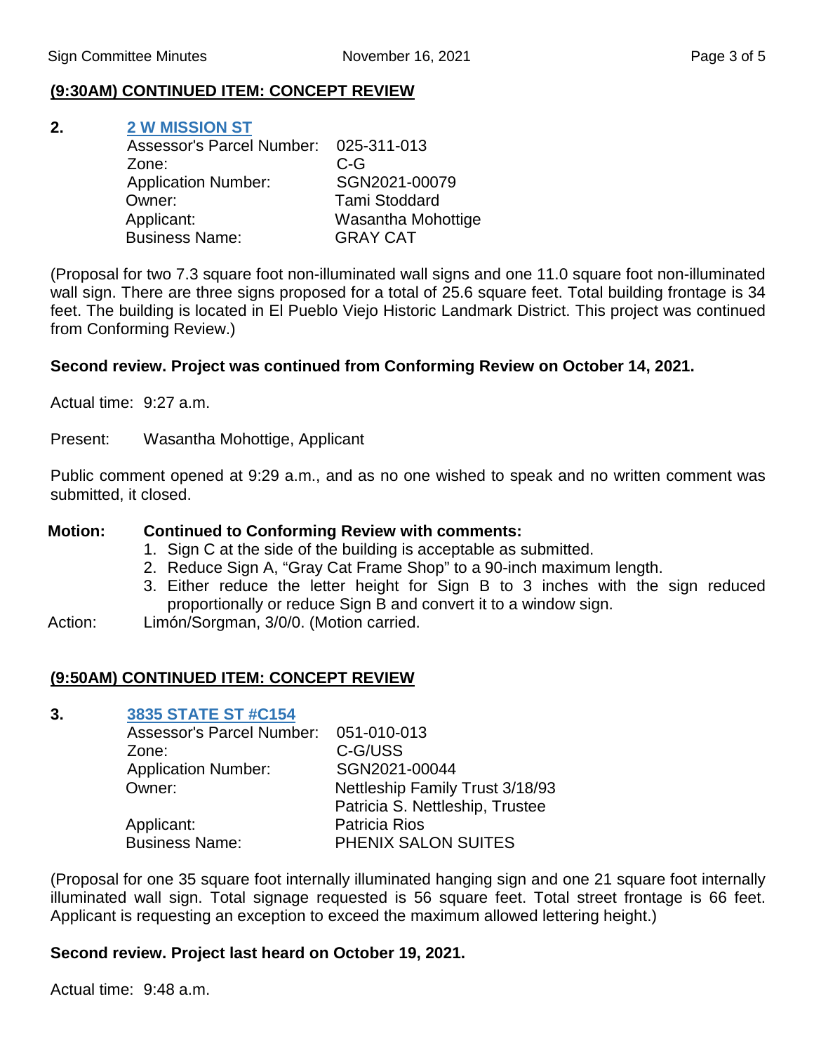## (9:30AM) CONTINUED ITEM: CONCEPT REVIEW

**2. 2 W MISSION ST**

| | |
|---|---|
| Assessor's Parcel Number: | 025-311-013 |
| Zone: | C-G |
| Application Number: | SGN2021-00079 |
| Owner: | Tami Stoddard |
| Applicant: | Wasantha Mohottige |
| Business Name: | GRAY CAT |

(Proposal for two 7.3 square foot non-illuminated wall signs and one 11.0 square foot non-illuminated wall sign. There are three signs proposed for a total of 25.6 square feet. Total building frontage is 34 feet. The building is located in El Pueblo Viejo Historic Landmark District. This project was continued from Conforming Review.)

**Second review. Project was continued from Conforming Review on October 14, 2021.**

Actual time: 9:27 a.m.

Present: Wasantha Mohottige, Applicant

Public comment opened at 9:29 a.m., and as no one wished to speak and no written comment was submitted, it closed.

**Motion: Continued to Conforming Review with comments:**

1. Sign C at the side of the building is acceptable as submitted.
2. Reduce Sign A, "Gray Cat Frame Shop" to a 90-inch maximum length.
3. Either reduce the letter height for Sign B to 3 inches with the sign reduced proportionally or reduce Sign B and convert it to a window sign.

Action: Limón/Sorgman, 3/0/0. (Motion carried.

## (9:50AM) CONTINUED ITEM: CONCEPT REVIEW

**3. 3835 STATE ST #C154**

| | |
|---|---|
| Assessor's Parcel Number: | 051-010-013 |
| Zone: | C-G/USS |
| Application Number: | SGN2021-00044 |
| Owner: | Nettleship Family Trust 3/18/93<br>Patricia S. Nettleship, Trustee |
| Applicant: | Patricia Rios |
| Business Name: | PHENIX SALON SUITES |

(Proposal for one 35 square foot internally illuminated hanging sign and one 21 square foot internally illuminated wall sign. Total signage requested is 56 square feet. Total street frontage is 66 feet. Applicant is requesting an exception to exceed the maximum allowed lettering height.)

**Second review. Project last heard on October 19, 2021.**

Actual time: 9:48 a.m.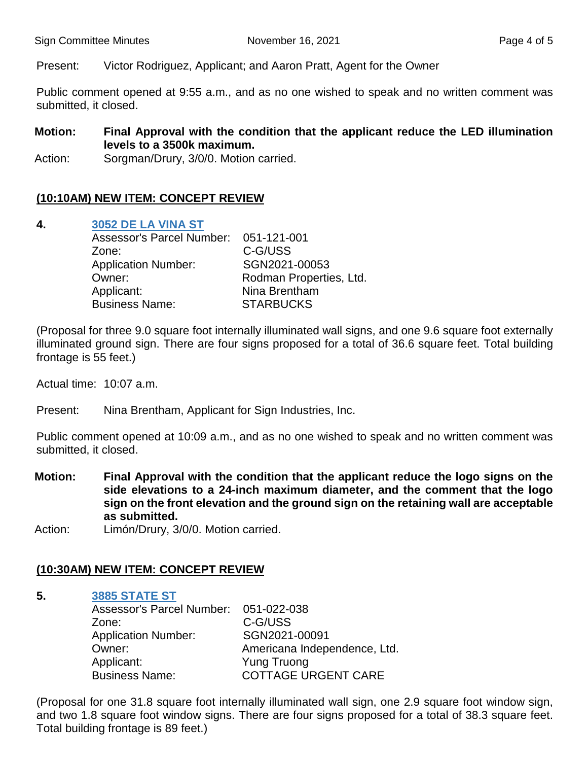Present: Victor Rodriguez, Applicant; and Aaron Pratt, Agent for the Owner

Public comment opened at 9:55 a.m., and as no one wished to speak and no written comment was submitted, it closed.

**Motion:** **Final Approval with the condition that the applicant reduce the LED illumination levels to a 3500k maximum.**
Action: Sorgman/Drury, 3/0/0. Motion carried.

## (10:10AM) NEW ITEM: CONCEPT REVIEW

**4.** **3052 DE LA VINA ST**

| | |
|---|---|
| Assessor's Parcel Number: | 051-121-001 |
| Zone: | C-G/USS |
| Application Number: | SGN2021-00053 |
| Owner: | Rodman Properties, Ltd. |
| Applicant: | Nina Brentham |
| Business Name: | STARBUCKS |

(Proposal for three 9.0 square foot internally illuminated wall signs, and one 9.6 square foot externally illuminated ground sign. There are four signs proposed for a total of 36.6 square feet. Total building frontage is 55 feet.)

Actual time: 10:07 a.m.

Present: Nina Brentham, Applicant for Sign Industries, Inc.

Public comment opened at 10:09 a.m., and as no one wished to speak and no written comment was submitted, it closed.

**Motion:** **Final Approval with the condition that the applicant reduce the logo signs on the side elevations to a 24-inch maximum diameter, and the comment that the logo sign on the front elevation and the ground sign on the retaining wall are acceptable as submitted.**
Action: Limón/Drury, 3/0/0. Motion carried.

## (10:30AM) NEW ITEM: CONCEPT REVIEW

**5.** **3885 STATE ST**

| | |
|---|---|
| Assessor's Parcel Number: | 051-022-038 |
| Zone: | C-G/USS |
| Application Number: | SGN2021-00091 |
| Owner: | Americana Independence, Ltd. |
| Applicant: | Yung Truong |
| Business Name: | COTTAGE URGENT CARE |

(Proposal for one 31.8 square foot internally illuminated wall sign, one 2.9 square foot window sign, and two 1.8 square foot window signs. There are four signs proposed for a total of 38.3 square feet. Total building frontage is 89 feet.)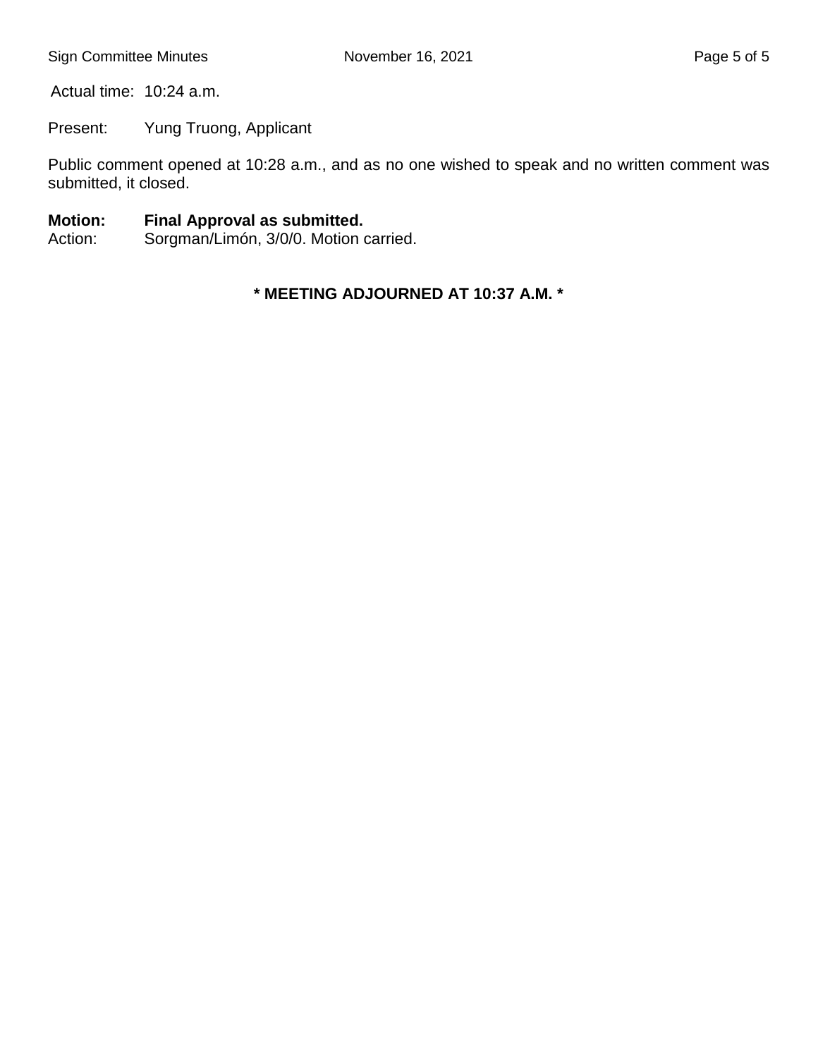Actual time: 10:24 a.m.

Present: Yung Truong, Applicant

Public comment opened at 10:28 a.m., and as no one wished to speak and no written comment was submitted, it closed.

**Motion: Final Approval as submitted.**
Action: Sorgman/Limón, 3/0/0. Motion carried.

**\* MEETING ADJOURNED AT 10:37 A.M. \***